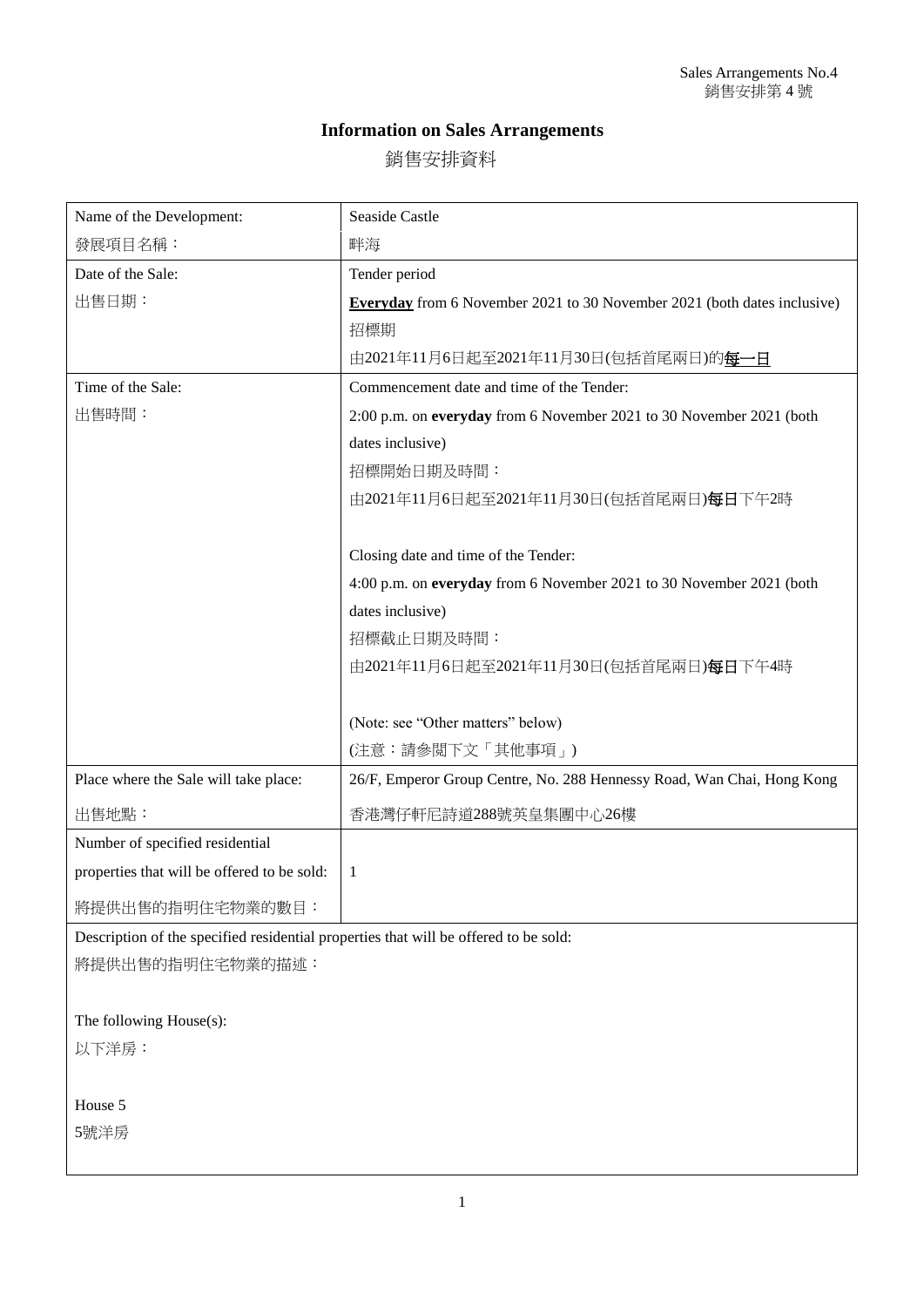Sales Arrangements No.4
銷售安排第 4 號

# Information on Sales Arrangements

## 銷售安排資料

| Name of the Development:<br>發展項目名稱： | Seaside Castle<br>畔海 |
|---|---|
| Date of the Sale:<br>出售日期： | Tender period<br>**Everyday** from 6 November 2021 to 30 November 2021 (both dates inclusive)<br>招標期<br>由2021年11月6日起至2021年11月30日(包括首尾兩日)的**每一日** |
| Time of the Sale:<br>出售時間： | Commencement date and time of the Tender:<br>2:00 p.m. on **everyday** from 6 November 2021 to 30 November 2021 (both dates inclusive)<br>招標開始日期及時間：<br>由2021年11月6日起至2021年11月30日(包括首尾兩日)**每日**下午2時<br><br>Closing date and time of the Tender:<br>4:00 p.m. on **everyday** from 6 November 2021 to 30 November 2021 (both dates inclusive)<br>招標截止日期及時間：<br>由2021年11月6日起至2021年11月30日(包括首尾兩日)**每日**下午4時<br><br>(Note: see "Other matters" below)<br>(注意：請參閱下文「其他事項」) |
| Place where the Sale will take place:<br>出售地點： | 26/F, Emperor Group Centre, No. 288 Hennessy Road, Wan Chai, Hong Kong<br>香港灣仔軒尼詩道288號英皇集團中心26樓 |
| Number of specified residential properties that will be offered to be sold:<br>將提供出售的指明住宅物業的數目： | 1 |

Description of the specified residential properties that will be offered to be sold:
將提供出售的指明住宅物業的描述：

The following House(s):
以下洋房：

House 5
5號洋房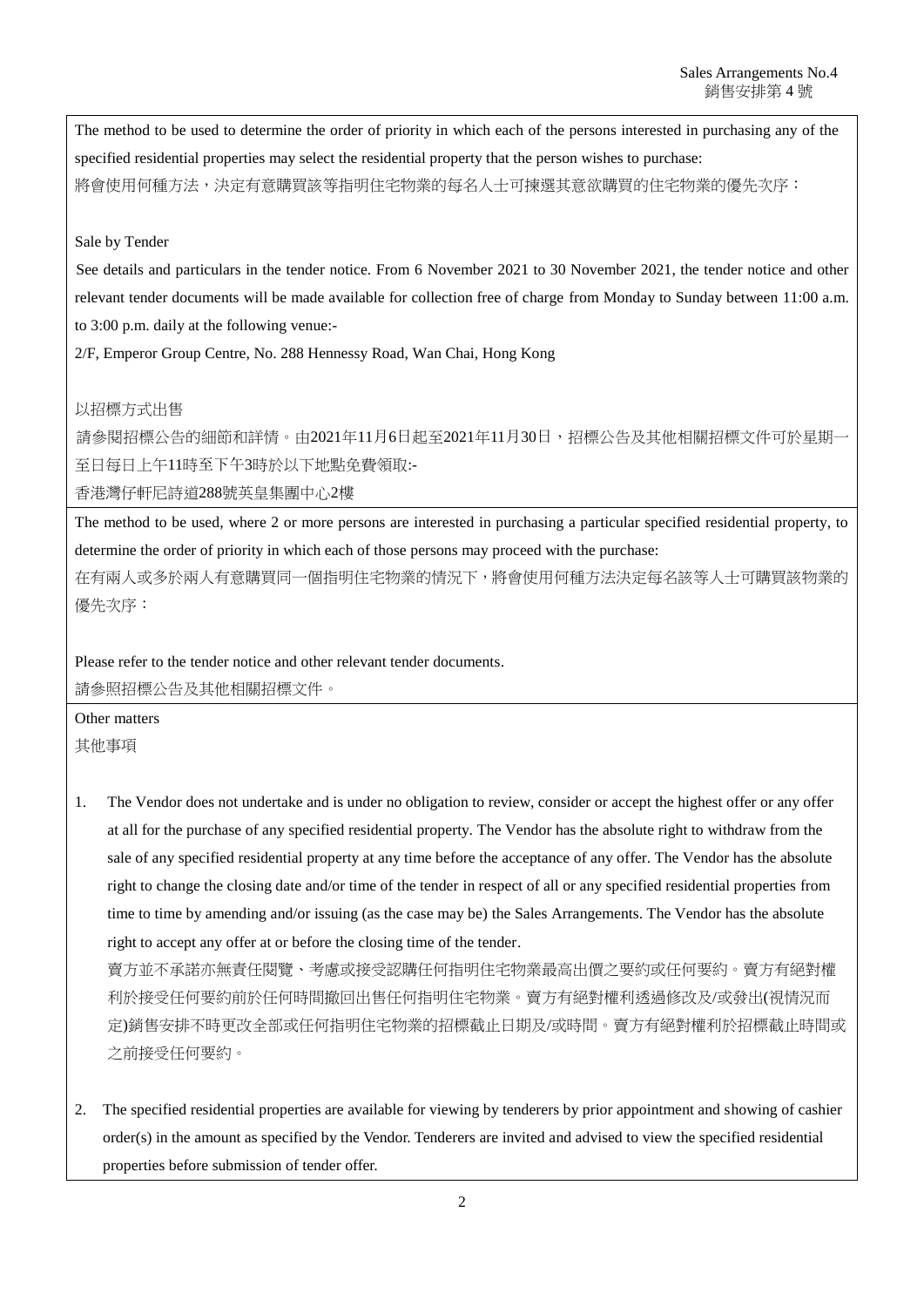The method to be used to determine the order of priority in which each of the persons interested in purchasing any of the specified residential properties may select the residential property that the person wishes to purchase:

將會使用何種方法，決定有意購買該等指明住宅物業的每名人士可揀選其意欲購買的住宅物業的優先次序：

Sale by Tender

See details and particulars in the tender notice. From 6 November 2021 to 30 November 2021, the tender notice and other relevant tender documents will be made available for collection free of charge from Monday to Sunday between 11:00 a.m. to 3:00 p.m. daily at the following venue:-

2/F, Emperor Group Centre, No. 288 Hennessy Road, Wan Chai, Hong Kong

以招標方式出售

請參閱招標公告的細節和詳情。由2021年11月6日起至2021年11月30日，招標公告及其他相關招標文件可於星期一至日每日上午11時至下午3時於以下地點免費領取:-

香港灣仔軒尼詩道288號英皇集團中心2樓

The method to be used, where 2 or more persons are interested in purchasing a particular specified residential property, to determine the order of priority in which each of those persons may proceed with the purchase:

在有兩人或多於兩人有意購買同一個指明住宅物業的情況下，將會使用何種方法決定每名該等人士可購買該物業的優先次序：

Please refer to the tender notice and other relevant tender documents.

請參照招標公告及其他相關招標文件。

Other matters

其他事項

1. The Vendor does not undertake and is under no obligation to review, consider or accept the highest offer or any offer at all for the purchase of any specified residential property. The Vendor has the absolute right to withdraw from the sale of any specified residential property at any time before the acceptance of any offer. The Vendor has the absolute right to change the closing date and/or time of the tender in respect of all or any specified residential properties from time to time by amending and/or issuing (as the case may be) the Sales Arrangements. The Vendor has the absolute right to accept any offer at or before the closing time of the tender.

   賣方並不承諾亦無責任閱覽、考慮或接受認購任何指明住宅物業最高出價之要約或任何要約。賣方有絕對權利於接受任何要約前於任何時間撤回出售任何指明住宅物業。賣方有絕對權利透過修改及/或發出(視情況而定)銷售安排不時更改全部或任何指明住宅物業的招標截止日期及/或時間。賣方有絕對權利於招標截止時間或之前接受任何要約。

2. The specified residential properties are available for viewing by tenderers by prior appointment and showing of cashier order(s) in the amount as specified by the Vendor. Tenderers are invited and advised to view the specified residential properties before submission of tender offer.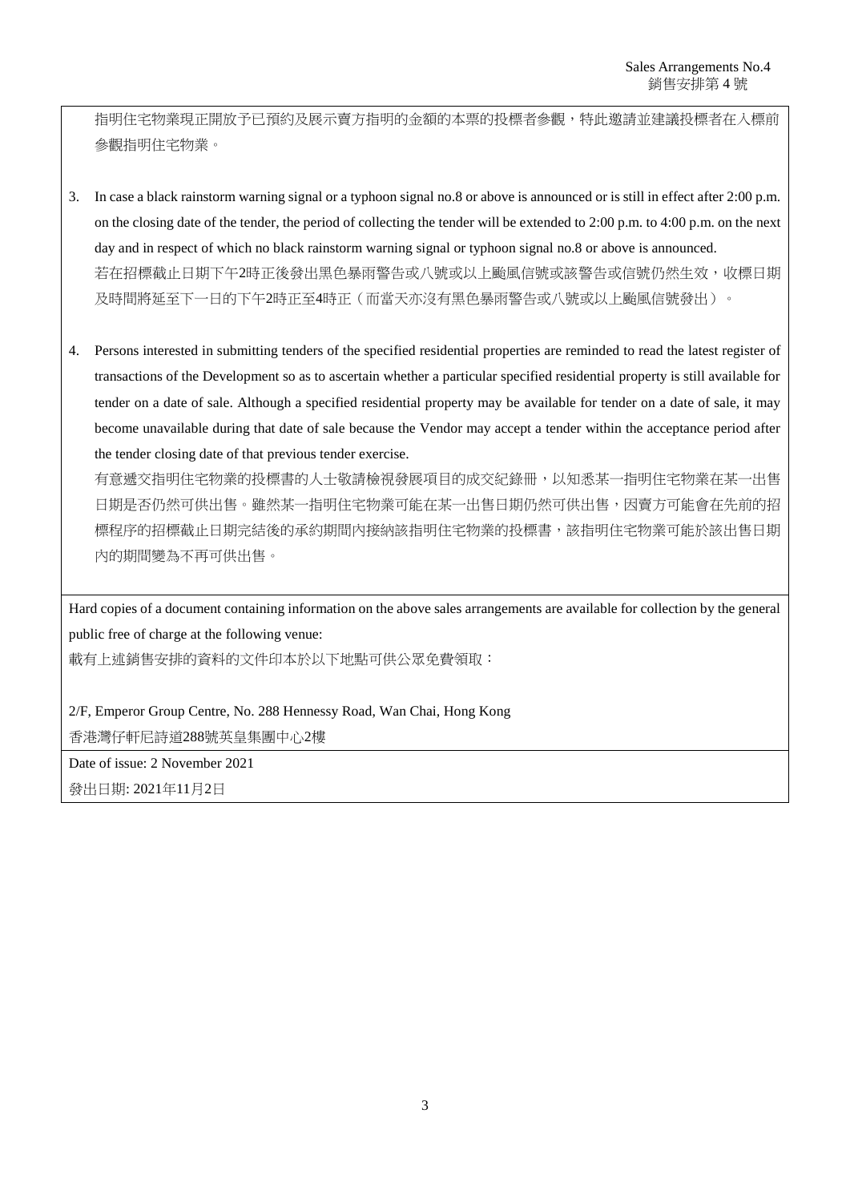指明住宅物業現正開放予已預約及展示賣方指明的金額的本票的投標者參觀，特此邀請並建議投標者在入標前參觀指明住宅物業。

3. In case a black rainstorm warning signal or a typhoon signal no.8 or above is announced or is still in effect after 2:00 p.m. on the closing date of the tender, the period of collecting the tender will be extended to 2:00 p.m. to 4:00 p.m. on the next day and in respect of which no black rainstorm warning signal or typhoon signal no.8 or above is announced.
若在招標截止日期下午2時正後發出黑色暴雨警告或八號或以上颱風信號或該警告或信號仍然生效，收標日期及時間將延至下一日的下午2時正至4時正（而當天亦沒有黑色暴雨警告或八號或以上颱風信號發出）。

4. Persons interested in submitting tenders of the specified residential properties are reminded to read the latest register of transactions of the Development so as to ascertain whether a particular specified residential property is still available for tender on a date of sale. Although a specified residential property may be available for tender on a date of sale, it may become unavailable during that date of sale because the Vendor may accept a tender within the acceptance period after the tender closing date of that previous tender exercise.
有意遞交指明住宅物業的投標書的人士敬請檢視發展項目的成交紀錄冊，以知悉某一指明住宅物業在某一出售日期是否仍然可供出售。雖然某一指明住宅物業可能在某一出售日期仍然可供出售，因賣方可能會在先前的招標程序的招標截止日期完結後的承約期間內接納該指明住宅物業的投標書，該指明住宅物業可能於該出售日期內的期間變為不再可供出售。

Hard copies of a document containing information on the above sales arrangements are available for collection by the general public free of charge at the following venue:
載有上述銷售安排的資料的文件印本於以下地點可供公眾免費領取：

2/F, Emperor Group Centre, No. 288 Hennessy Road, Wan Chai, Hong Kong
香港灣仔軒尼詩道288號英皇集團中心2樓

Date of issue: 2 November 2021
發出日期: 2021年11月2日